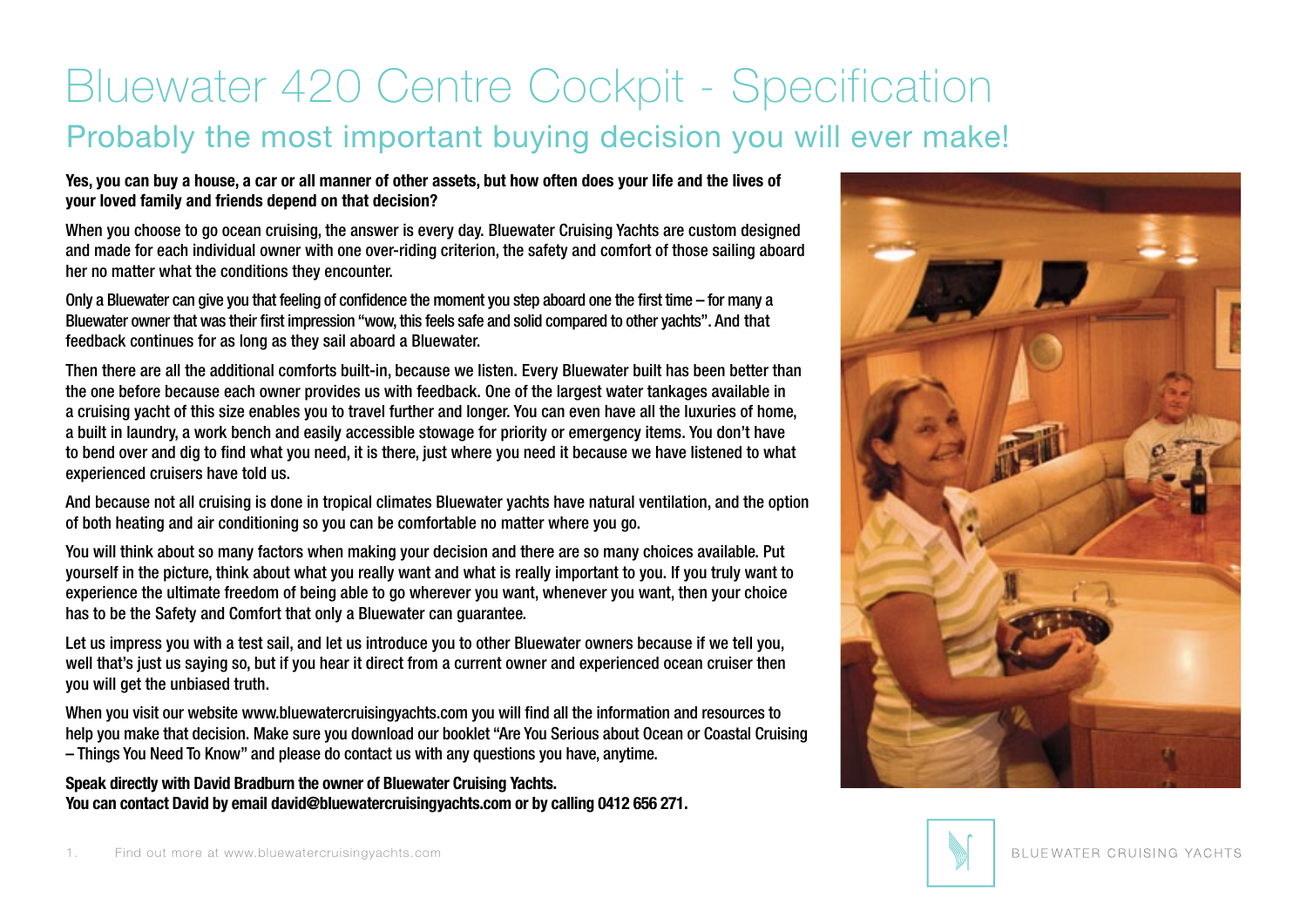# Bluewater 420 Centre Cockpit - Specification

## Probably the most important buying decision you will ever make!

**Yes, you can buy a house, a car or all manner of other assets, but how often does your life and the lives of your loved family and friends depend on that decision?**

When you choose to go ocean cruising, the answer is every day. Bluewater Cruising Yachts are custom designed and made for each individual owner with one over-riding criterion, the safety and comfort of those sailing aboard her no matter what the conditions they encounter.

Only a Bluewater can give you that feeling of confidence the moment you step aboard one the first time – for many a Bluewater owner that was their first impression "wow, this feels safe and solid compared to other yachts". And that feedback continues for as long as they sail aboard a Bluewater.

Then there are all the additional comforts built-in, because we listen. Every Bluewater built has been better than the one before because each owner provides us with feedback. One of the largest water tankages available in a cruising yacht of this size enables you to travel further and longer. You can even have all the luxuries of home, a built in laundry, a work bench and easily accessible stowage for priority or emergency items. You don't have to bend over and dig to find what you need, it is there, just where you need it because we have listened to what experienced cruisers have told us.

And because not all cruising is done in tropical climates Bluewater yachts have natural ventilation, and the option of both heating and air conditioning so you can be comfortable no matter where you go.

You will think about so many factors when making your decision and there are so many choices available. Put yourself in the picture, think about what you really want and what is really important to you. If you truly want to experience the ultimate freedom of being able to go wherever you want, whenever you want, then your choice has to be the Safety and Comfort that only a Bluewater can guarantee.

Let us impress you with a test sail, and let us introduce you to other Bluewater owners because if we tell you, well that's just us saying so, but if you hear it direct from a current owner and experienced ocean cruiser then you will get the unbiased truth.

When you visit our website www.bluewatercruisingyachts.com you will find all the information and resources to help you make that decision. Make sure you download our booklet "Are You Serious about Ocean or Coastal Cruising – Things You Need To Know" and please do contact us with any questions you have, anytime.

**Speak directly with David Bradburn the owner of Bluewater Cruising Yachts.**
**You can contact David by email david@bluewatercruisingyachts.com or by calling 0412 656 271.**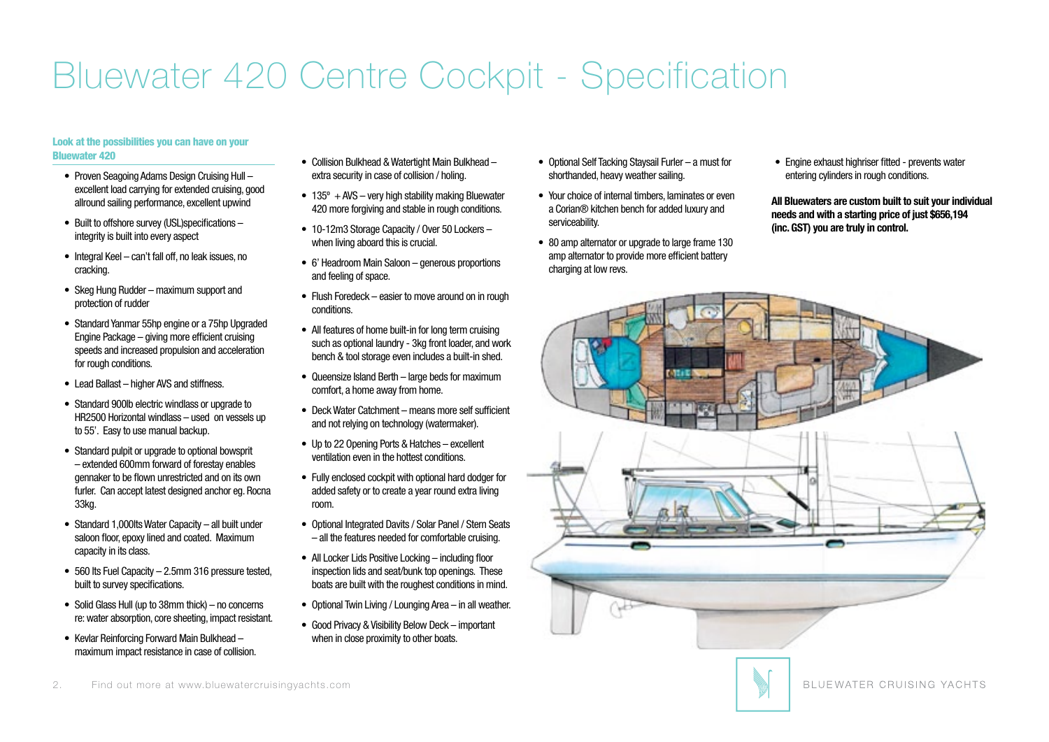# Bluewater 420 Centre Cockpit - Specification

**Look at the possibilities you can have on your Bluewater 420**

- Proven Seagoing Adams Design Cruising Hull – excellent load carrying for extended cruising, good allround sailing performance, excellent upwind
- Built to offshore survey (USL)specifications – integrity is built into every aspect
- Integral Keel – can't fall off, no leak issues, no cracking.
- Skeg Hung Rudder – maximum support and protection of rudder
- Standard Yanmar 55hp engine or a 75hp Upgraded Engine Package – giving more efficient cruising speeds and increased propulsion and acceleration for rough conditions.
- Lead Ballast – higher AVS and stiffness.
- Standard 900lb electric windlass or upgrade to HR2500 Horizontal windlass – used on vessels up to 55'. Easy to use manual backup.
- Standard pulpit or upgrade to optional bowsprit – extended 600mm forward of forestay enables gennaker to be flown unrestricted and on its own furler. Can accept latest designed anchor eg. Rocna 33kg.
- Standard 1,000lts Water Capacity – all built under saloon floor, epoxy lined and coated. Maximum capacity in its class.
- 560 lts Fuel Capacity – 2.5mm 316 pressure tested, built to survey specifications.
- Solid Glass Hull (up to 38mm thick) – no concerns re: water absorption, core sheeting, impact resistant.
- Kevlar Reinforcing Forward Main Bulkhead – maximum impact resistance in case of collision.
- Collision Bulkhead & Watertight Main Bulkhead – extra security in case of collision / holing.
- 135° + AVS – very high stability making Bluewater 420 more forgiving and stable in rough conditions.
- 10-12m3 Storage Capacity / Over 50 Lockers – when living aboard this is crucial.
- 6' Headroom Main Saloon – generous proportions and feeling of space.
- Flush Foredeck – easier to move around on in rough conditions.
- All features of home built-in for long term cruising such as optional laundry - 3kg front loader, and work bench & tool storage even includes a built-in shed.
- Queensize Island Berth – large beds for maximum comfort, a home away from home.
- Deck Water Catchment – means more self sufficient and not relying on technology (watermaker).
- Up to 22 Opening Ports & Hatches – excellent ventilation even in the hottest conditions.
- Fully enclosed cockpit with optional hard dodger for added safety or to create a year round extra living room.
- Optional Integrated Davits / Solar Panel / Stern Seats – all the features needed for comfortable cruising.
- All Locker Lids Positive Locking – including floor inspection lids and seat/bunk top openings. These boats are built with the roughest conditions in mind.
- Optional Twin Living / Lounging Area – in all weather.
- Good Privacy & Visibility Below Deck – important when in close proximity to other boats.
- Optional Self Tacking Staysail Furler – a must for shorthanded, heavy weather sailing.
- Your choice of internal timbers, laminates or even a Corian® kitchen bench for added luxury and serviceability.
- 80 amp alternator or upgrade to large frame 130 amp alternator to provide more efficient battery charging at low revs.
- Engine exhaust highriser fitted - prevents water entering cylinders in rough conditions.

**All Bluewaters are custom built to suit your individual needs and with a starting price of just $656,194 (inc. GST) you are truly in control.**

Find out more at www.bluewatercruisingyachts.com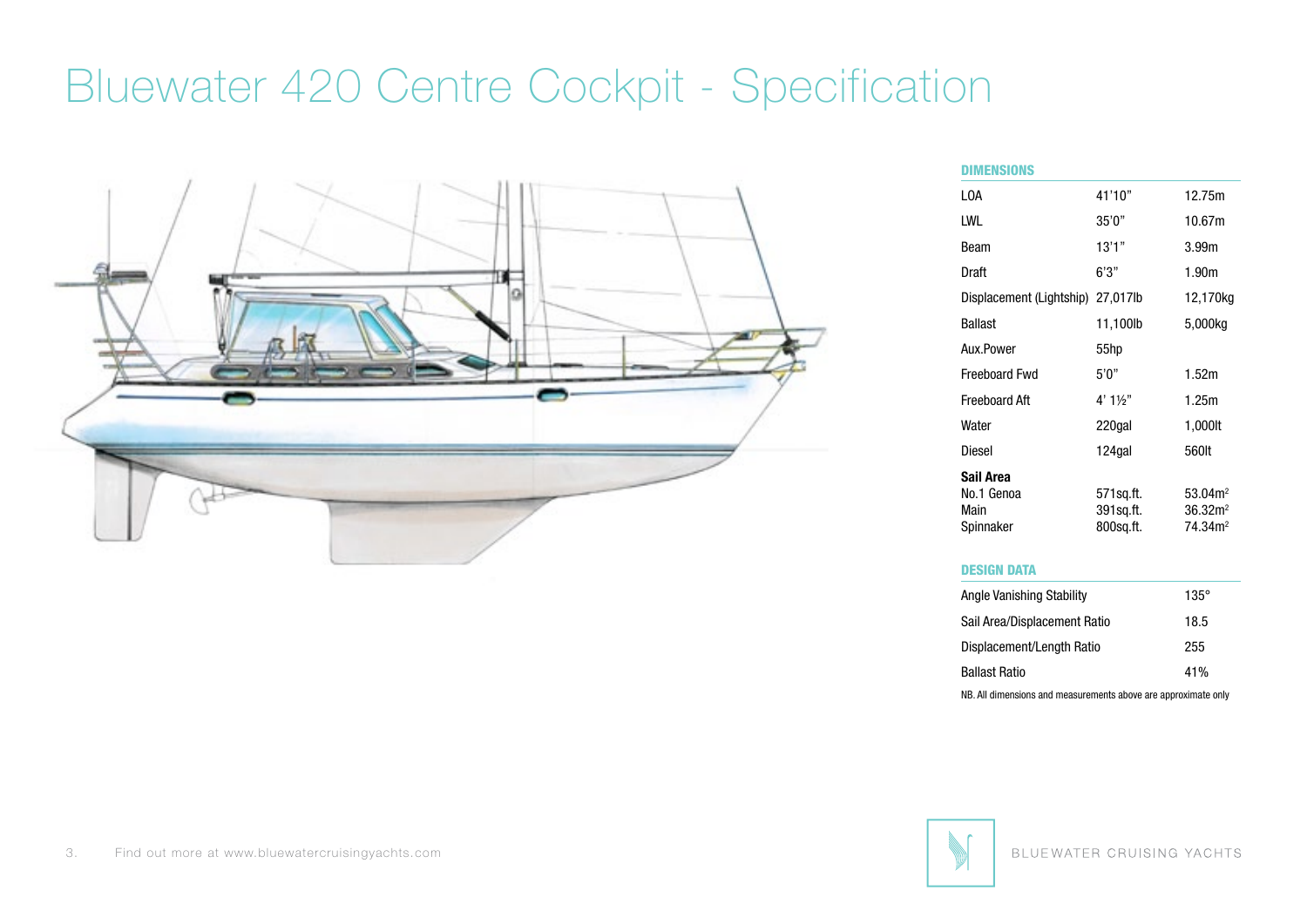# Bluewater 420 Centre Cockpit - Specification

## DIMENSIONS

| | | |
|---|---|---|
| LOA | 41'10" | 12.75m |
| LWL | 35'0" | 10.67m |
| Beam | 13'1" | 3.99m |
| Draft | 6'3" | 1.90m |
| Displacement (Lightship) | 27,017lb | 12,170kg |
| Ballast | 11,100lb | 5,000kg |
| Aux.Power | 55hp | |
| Freeboard Fwd | 5'0" | 1.52m |
| Freeboard Aft | 4' 1½" | 1.25m |
| Water | 220gal | 1,000lt |
| Diesel | 124gal | 560lt |
| **Sail Area** | | |
| No.1 Genoa | 571sq.ft. | 53.04m² |
| Main | 391sq.ft. | 36.32m² |
| Spinnaker | 800sq.ft. | 74.34m² |

## DESIGN DATA

| | |
|---|---|
| Angle Vanishing Stability | 135° |
| Sail Area/Displacement Ratio | 18.5 |
| Displacement/Length Ratio | 255 |
| Ballast Ratio | 41% |

NB. All dimensions and measurements above are approximate only

Find out more at www.bluewatercruisingyachts.com

BLUEWATER CRUISING YACHTS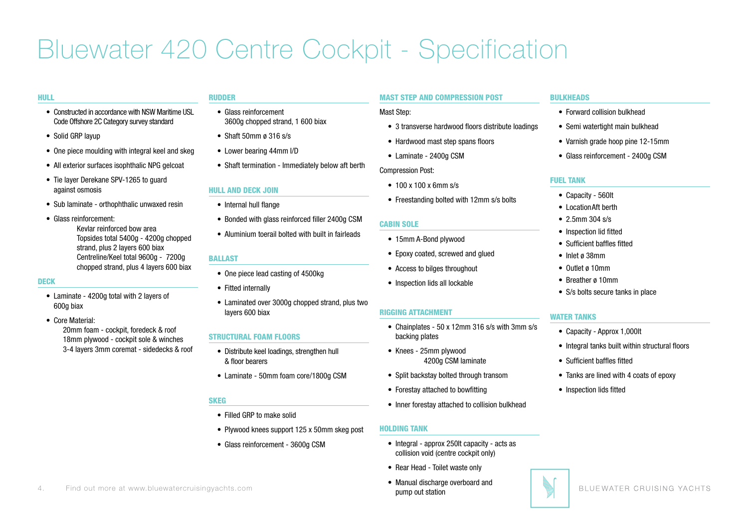# Bluewater 420 Centre Cockpit - Specification

## HULL

- Constructed in accordance with NSW Maritime USL Code Offshore 2C Category survey standard
- Solid GRP layup
- One piece moulding with integral keel and skeg
- All exterior surfaces isophthalic NPG gelcoat
- Tie layer Derekane SPV-1265 to guard against osmosis
- Sub laminate - orthophthalic unwaxed resin
- Glass reinforcement:
  Kevlar reinforced bow area
  Topsides total 5400g - 4200g chopped strand, plus 2 layers 600 biax
  Centreline/Keel total 9600g - 7200g chopped strand, plus 4 layers 600 biax

## DECK

- Laminate - 4200g total with 2 layers of 600g biax
- Core Material:
  20mm foam - cockpit, foredeck & roof
  18mm plywood - cockpit sole & winches
  3-4 layers 3mm coremat - sidedecks & roof

## RUDDER

- Glass reinforcement
  3600g chopped strand, 1 600 biax
- Shaft 50mm ø 316 s/s
- Lower bearing 44mm I/D
- Shaft termination - Immediately below aft berth

## HULL AND DECK JOIN

- Internal hull flange
- Bonded with glass reinforced filler 2400g CSM
- Aluminium toerail bolted with built in fairleads

## BALLAST

- One piece lead casting of 4500kg
- Fitted internally
- Laminated over 3000g chopped strand, plus two layers 600 biax

## STRUCTURAL FOAM FLOORS

- Distribute keel loadings, strengthen hull & floor bearers
- Laminate - 50mm foam core/1800g CSM

## SKEG

- Filled GRP to make solid
- Plywood knees support 125 x 50mm skeg post
- Glass reinforcement - 3600g CSM

## MAST STEP AND COMPRESSION POST

Mast Step:

- 3 transverse hardwood floors distribute loadings
- Hardwood mast step spans floors
- Laminate - 2400g CSM

Compression Post:

- 100 x 100 x 6mm s/s
- Freestanding bolted with 12mm s/s bolts

## CABIN SOLE

- 15mm A-Bond plywood
- Epoxy coated, screwed and glued
- Access to bilges throughout
- Inspection lids all lockable

## RIGGING ATTACHMENT

- Chainplates - 50 x 12mm 316 s/s with 3mm s/s backing plates
- Knees - 25mm plywood
  4200g CSM laminate
- Split backstay bolted through transom
- Forestay attached to bowfitting
- Inner forestay attached to collision bulkhead

## HOLDING TANK

- Integral - approx 250lt capacity - acts as collision void (centre cockpit only)
- Rear Head - Toilet waste only
- Manual discharge overboard and pump out station

## BULKHEADS

- Forward collision bulkhead
- Semi watertight main bulkhead
- Varnish grade hoop pine 12-15mm
- Glass reinforcement - 2400g CSM

## FUEL TANK

- Capacity - 560lt
- LocationAft berth
- 2.5mm 304 s/s
- Inspection lid fitted
- Sufficient baffles fitted
- Inlet ø 38mm
- Outlet ø 10mm
- Breather ø 10mm
- S/s bolts secure tanks in place

## WATER TANKS

- Capacity - Approx 1,000lt
- Integral tanks built within structural floors
- Sufficient baffles fitted
- Tanks are lined with 4 coats of epoxy
- Inspection lids fitted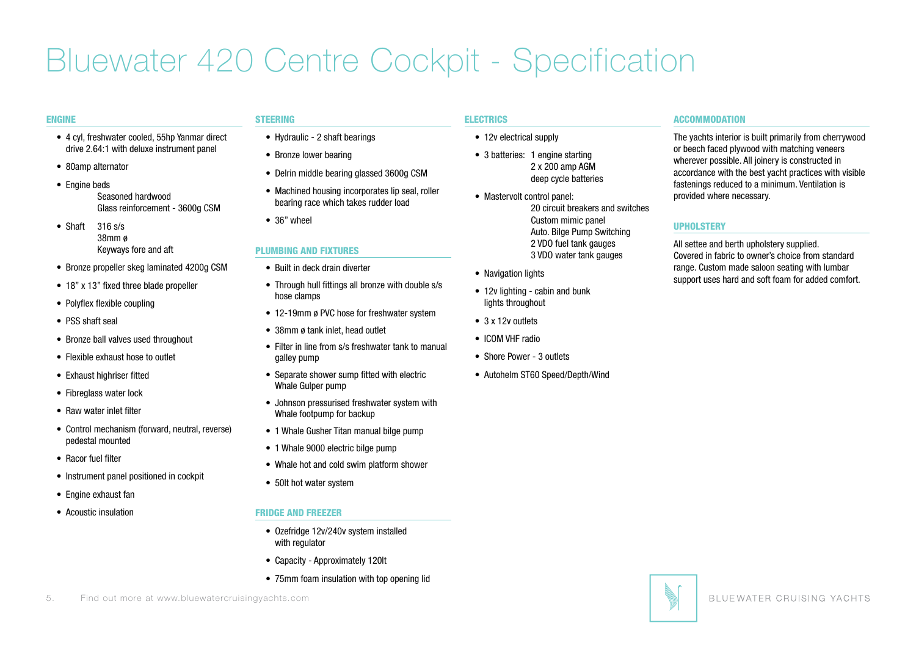# Bluewater 420 Centre Cockpit - Specification

## ENGINE

- 4 cyl, freshwater cooled, 55hp Yanmar direct drive 2.64:1 with deluxe instrument panel
- 80amp alternator
- Engine beds
  - Seasoned hardwood
  - Glass reinforcement - 3600g CSM
- Shaft
  - 316 s/s
  - 38mm ø
  - Keyways fore and aft
- Bronze propeller skeg laminated 4200g CSM
- 18” x 13” fixed three blade propeller
- Polyflex flexible coupling
- PSS shaft seal
- Bronze ball valves used throughout
- Flexible exhaust hose to outlet
- Exhaust highriser fitted
- Fibreglass water lock
- Raw water inlet filter
- Control mechanism (forward, neutral, reverse) pedestal mounted
- Racor fuel filter
- Instrument panel positioned in cockpit
- Engine exhaust fan
- Acoustic insulation

## STEERING

- Hydraulic - 2 shaft bearings
- Bronze lower bearing
- Delrin middle bearing glassed 3600g CSM
- Machined housing incorporates lip seal, roller bearing race which takes rudder load
- 36” wheel

## PLUMBING AND FIXTURES

- Built in deck drain diverter
- Through hull fittings all bronze with double s/s hose clamps
- 12-19mm ø PVC hose for freshwater system
- 38mm ø tank inlet, head outlet
- Filter in line from s/s freshwater tank to manual galley pump
- Separate shower sump fitted with electric Whale Gulper pump
- Johnson pressurised freshwater system with Whale footpump for backup
- 1 Whale Gusher Titan manual bilge pump
- 1 Whale 9000 electric bilge pump
- Whale hot and cold swim platform shower
- 50lt hot water system

## FRIDGE AND FREEZER

- Ozefridge 12v/240v system installed with regulator
- Capacity - Approximately 120lt
- 75mm foam insulation with top opening lid

## ELECTRICS

- 12v electrical supply
- 3 batteries:
  - 1 engine starting
  - 2 x 200 amp AGM deep cycle batteries
- Mastervolt control panel:
  - 20 circuit breakers and switches
  - Custom mimic panel
  - Auto. Bilge Pump Switching
  - 2 VDO fuel tank gauges
  - 3 VDO water tank gauges
- Navigation lights
- 12v lighting - cabin and bunk lights throughout
- 3 x 12v outlets
- ICOM VHF radio
- Shore Power - 3 outlets
- Autohelm ST60 Speed/Depth/Wind

## ACCOMMODATION

The yachts interior is built primarily from cherrywood or beech faced plywood with matching veneers wherever possible. All joinery is constructed in accordance with the best yacht practices with visible fastenings reduced to a minimum. Ventilation is provided where necessary.

## UPHOLSTERY

All settee and berth upholstery supplied. Covered in fabric to owner’s choice from standard range. Custom made saloon seating with lumbar support uses hard and soft foam for added comfort.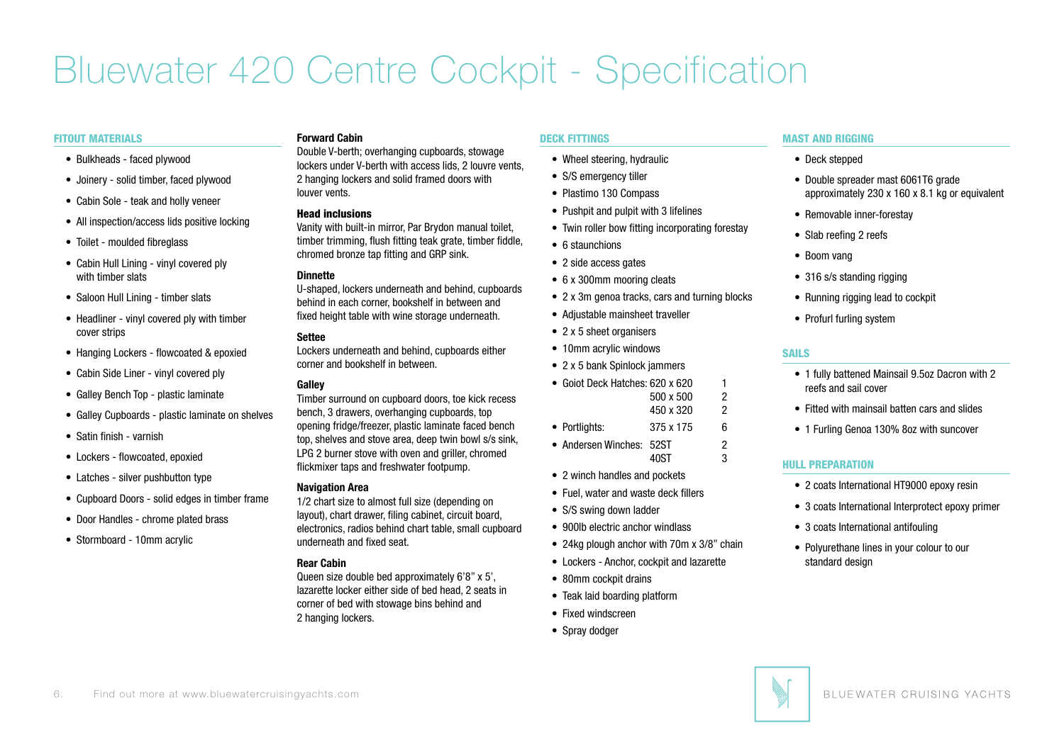# Bluewater 420 Centre Cockpit - Specification

## FITOUT MATERIALS

- Bulkheads - faced plywood
- Joinery - solid timber, faced plywood
- Cabin Sole - teak and holly veneer
- All inspection/access lids positive locking
- Toilet - moulded fibreglass
- Cabin Hull Lining - vinyl covered ply with timber slats
- Saloon Hull Lining - timber slats
- Headliner - vinyl covered ply with timber cover strips
- Hanging Lockers - flowcoated & epoxied
- Cabin Side Liner - vinyl covered ply
- Galley Bench Top - plastic laminate
- Galley Cupboards - plastic laminate on shelves
- Satin finish - varnish
- Lockers - flowcoated, epoxied
- Latches - silver pushbutton type
- Cupboard Doors - solid edges in timber frame
- Door Handles - chrome plated brass
- Stormboard - 10mm acrylic

**Forward Cabin**
Double V-berth; overhanging cupboards, stowage lockers under V-berth with access lids, 2 louvre vents, 2 hanging lockers and solid framed doors with louver vents.

**Head inclusions**
Vanity with built-in mirror, Par Brydon manual toilet, timber trimming, flush fitting teak grate, timber fiddle, chromed bronze tap fitting and GRP sink.

**Dinnette**
U-shaped, lockers underneath and behind, cupboards behind in each corner, bookshelf in between and fixed height table with wine storage underneath.

**Settee**
Lockers underneath and behind, cupboards either corner and bookshelf in between.

**Galley**
Timber surround on cupboard doors, toe kick recess bench, 3 drawers, overhanging cupboards, top opening fridge/freezer, plastic laminate faced bench top, shelves and stove area, deep twin bowl s/s sink, LPG 2 burner stove with oven and griller, chromed flickmixer taps and freshwater footpump.

**Navigation Area**
1/2 chart size to almost full size (depending on layout), chart drawer, filing cabinet, circuit board, electronics, radios behind chart table, small cupboard underneath and fixed seat.

**Rear Cabin**
Queen size double bed approximately 6'8" x 5', lazarette locker either side of bed head, 2 seats in corner of bed with stowage bins behind and 2 hanging lockers.

## DECK FITTINGS

- Wheel steering, hydraulic
- S/S emergency tiller
- Plastimo 130 Compass
- Pushpit and pulpit with 3 lifelines
- Twin roller bow fitting incorporating forestay
- 6 staunchions
- 2 side access gates
- 6 x 300mm mooring cleats
- 2 x 3m genoa tracks, cars and turning blocks
- Adjustable mainsheet traveller
- 2 x 5 sheet organisers
- 10mm acrylic windows
- 2 x 5 bank Spinlock jammers
- Goiot Deck Hatches: 620 x 620 – 1; 500 x 500 – 2; 450 x 320 – 2
- Portlights: 375 x 175 – 6
- Andersen Winches: 52ST – 2; 40ST – 3
- 2 winch handles and pockets
- Fuel, water and waste deck fillers
- S/S swing down ladder
- 900lb electric anchor windlass
- 24kg plough anchor with 70m x 3/8" chain
- Lockers - Anchor, cockpit and lazarette
- 80mm cockpit drains
- Teak laid boarding platform
- Fixed windscreen
- Spray dodger

## MAST AND RIGGING

- Deck stepped
- Double spreader mast 6061T6 grade approximately 230 x 160 x 8.1 kg or equivalent
- Removable inner-forestay
- Slab reefing 2 reefs
- Boom vang
- 316 s/s standing rigging
- Running rigging lead to cockpit
- Profurl furling system

## SAILS

- 1 fully battened Mainsail 9.5oz Dacron with 2 reefs and sail cover
- Fitted with mainsail batten cars and slides
- 1 Furling Genoa 130% 8oz with suncover

## HULL PREPARATION

- 2 coats International HT9000 epoxy resin
- 3 coats International Interprotect epoxy primer
- 3 coats International antifouling
- Polyurethane lines in your colour to our standard design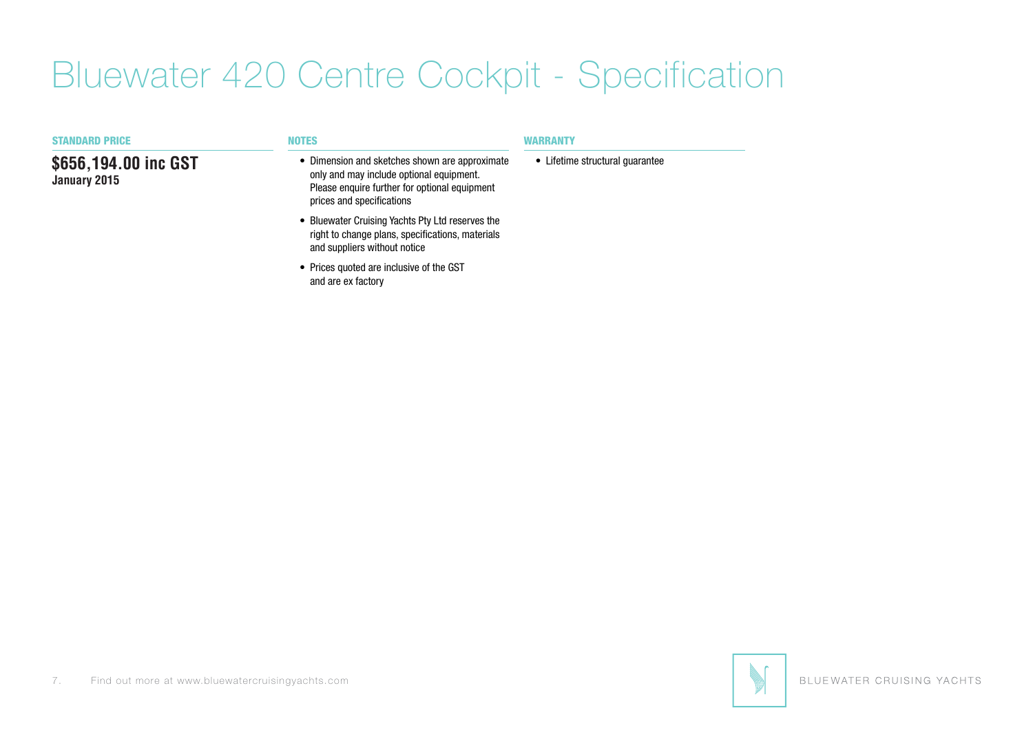# Bluewater 420 Centre Cockpit - Specification

## STANDARD PRICE

**$656,194.00 inc GST**
**January 2015**

## NOTES

- Dimension and sketches shown are approximate only and may include optional equipment. Please enquire further for optional equipment prices and specifications
- Bluewater Cruising Yachts Pty Ltd reserves the right to change plans, specifications, materials and suppliers without notice
- Prices quoted are inclusive of the GST and are ex factory

## WARRANTY

- Lifetime structural guarantee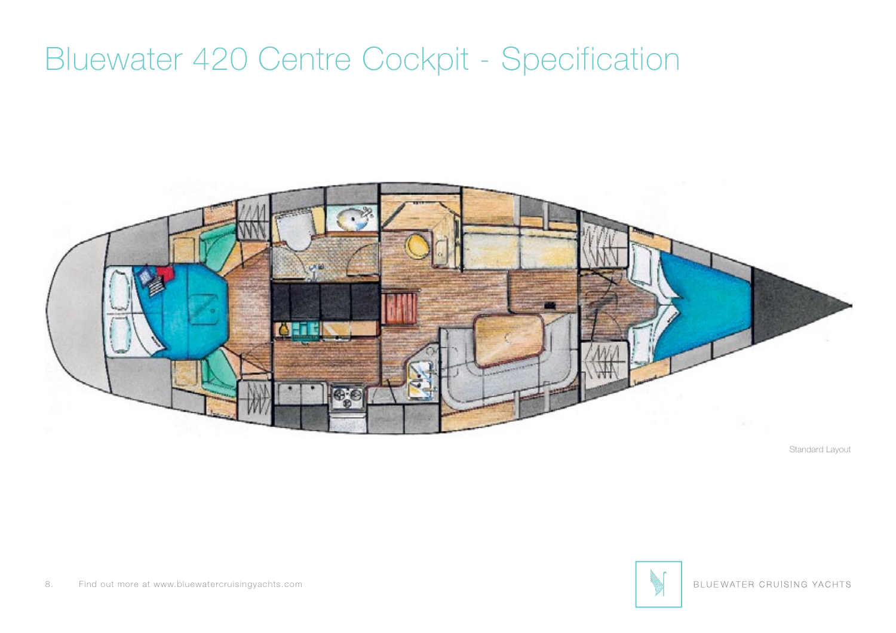# Bluewater 420 Centre Cockpit - Specification

Standard Layout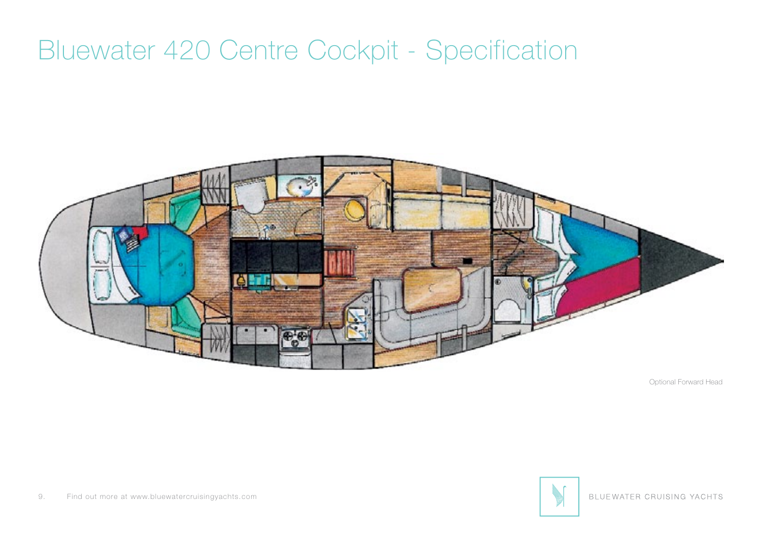# Bluewater 420 Centre Cockpit - Specification

Optional Forward Head